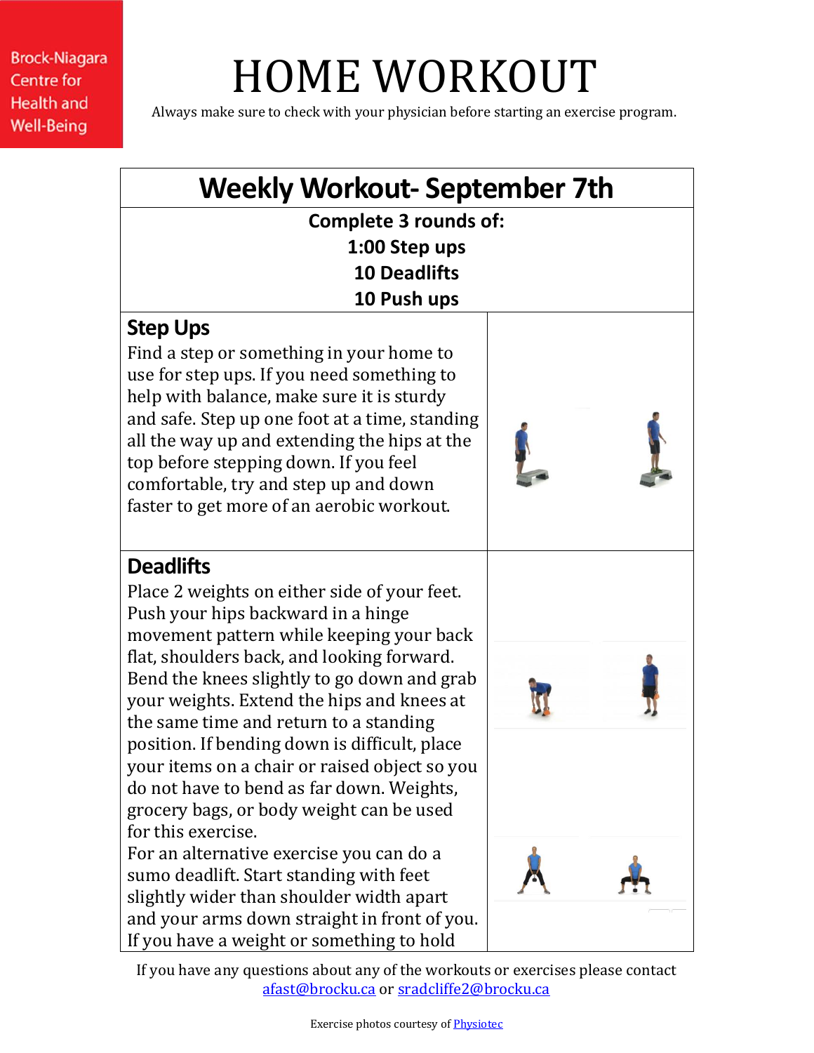Brock-Niagara Centre for Health and Well-Being

# HOME WORKOUT

Always make sure to check with your physician before starting an exercise program.

## Weekly Workout- September 7th

**Complete 3 rounds of:**
**1:00 Step ups**
**10 Deadlifts**
**10 Push ups**

### Step Ups

Find a step or something in your home to use for step ups. If you need something to help with balance, make sure it is sturdy and safe. Step up one foot at a time, standing all the way up and extending the hips at the top before stepping down. If you feel comfortable, try and step up and down faster to get more of an aerobic workout.

### Deadlifts

Place 2 weights on either side of your feet. Push your hips backward in a hinge movement pattern while keeping your back flat, shoulders back, and looking forward. Bend the knees slightly to go down and grab your weights. Extend the hips and knees at the same time and return to a standing position. If bending down is difficult, place your items on a chair or raised object so you do not have to bend as far down. Weights, grocery bags, or body weight can be used for this exercise.
For an alternative exercise you can do a sumo deadlift. Start standing with feet slightly wider than shoulder width apart and your arms down straight in front of you. If you have a weight or something to hold

If you have any questions about any of the workouts or exercises please contact afast@brocku.ca or sradcliffe2@brocku.ca

Exercise photos courtesy of Physiotec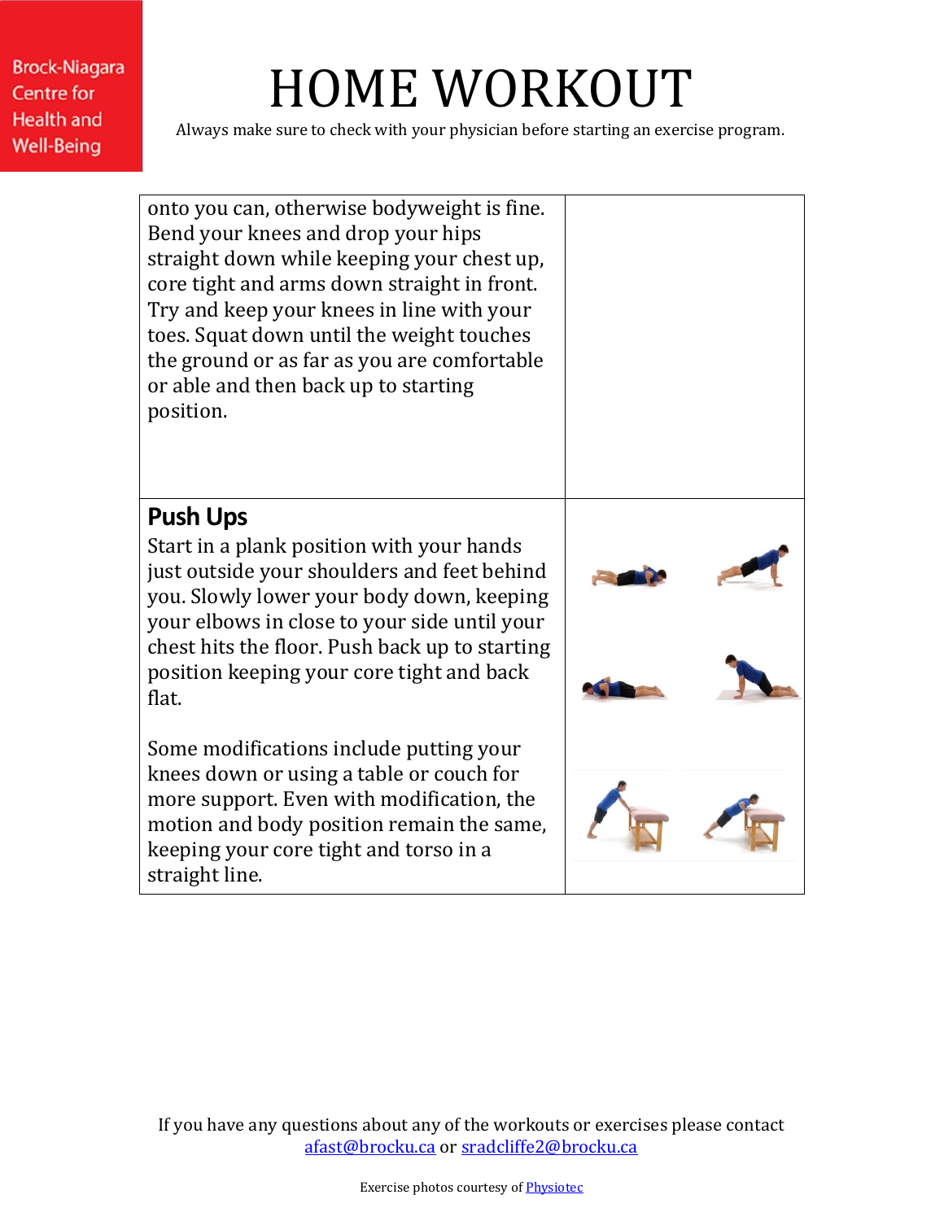# HOME WORKOUT

Always make sure to check with your physician before starting an exercise program.

onto you can, otherwise bodyweight is fine. Bend your knees and drop your hips straight down while keeping your chest up, core tight and arms down straight in front. Try and keep your knees in line with your toes. Squat down until the weight touches the ground or as far as you are comfortable or able and then back up to starting position.

**Push Ups**

Start in a plank position with your hands just outside your shoulders and feet behind you. Slowly lower your body down, keeping your elbows in close to your side until your chest hits the floor. Push back up to starting position keeping your core tight and back flat.

Some modifications include putting your knees down or using a table or couch for more support. Even with modification, the motion and body position remain the same, keeping your core tight and torso in a straight line.

If you have any questions about any of the workouts or exercises please contact afast@brocku.ca or sradcliffe2@brocku.ca

Exercise photos courtesy of Physiotec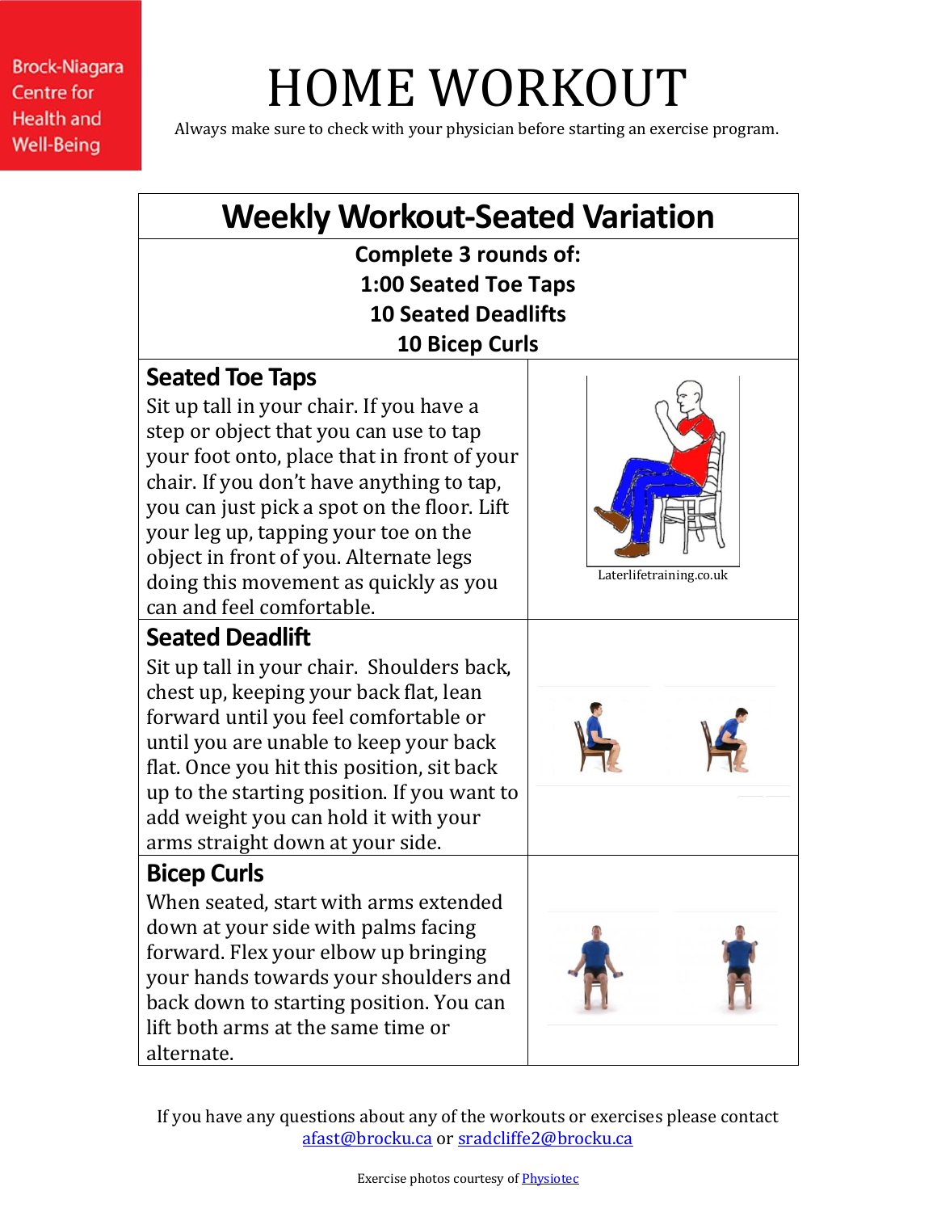Brock-Niagara Centre for Health and Well-Being

# HOME WORKOUT

Always make sure to check with your physician before starting an exercise program.

## Weekly Workout-Seated Variation

**Complete 3 rounds of:**
**1:00 Seated Toe Taps**
**10 Seated Deadlifts**
**10 Bicep Curls**

### Seated Toe Taps

Sit up tall in your chair. If you have a step or object that you can use to tap your foot onto, place that in front of your chair. If you don't have anything to tap, you can just pick a spot on the floor. Lift your leg up, tapping your toe on the object in front of you. Alternate legs doing this movement as quickly as you can and feel comfortable.

Laterlifetraining.co.uk

### Seated Deadlift

Sit up tall in your chair. Shoulders back, chest up, keeping your back flat, lean forward until you feel comfortable or until you are unable to keep your back flat. Once you hit this position, sit back up to the starting position. If you want to add weight you can hold it with your arms straight down at your side.

### Bicep Curls

When seated, start with arms extended down at your side with palms facing forward. Flex your elbow up bringing your hands towards your shoulders and back down to starting position. You can lift both arms at the same time or alternate.

If you have any questions about any of the workouts or exercises please contact afast@brocku.ca or sradcliffe2@brocku.ca

Exercise photos courtesy of Physiotec